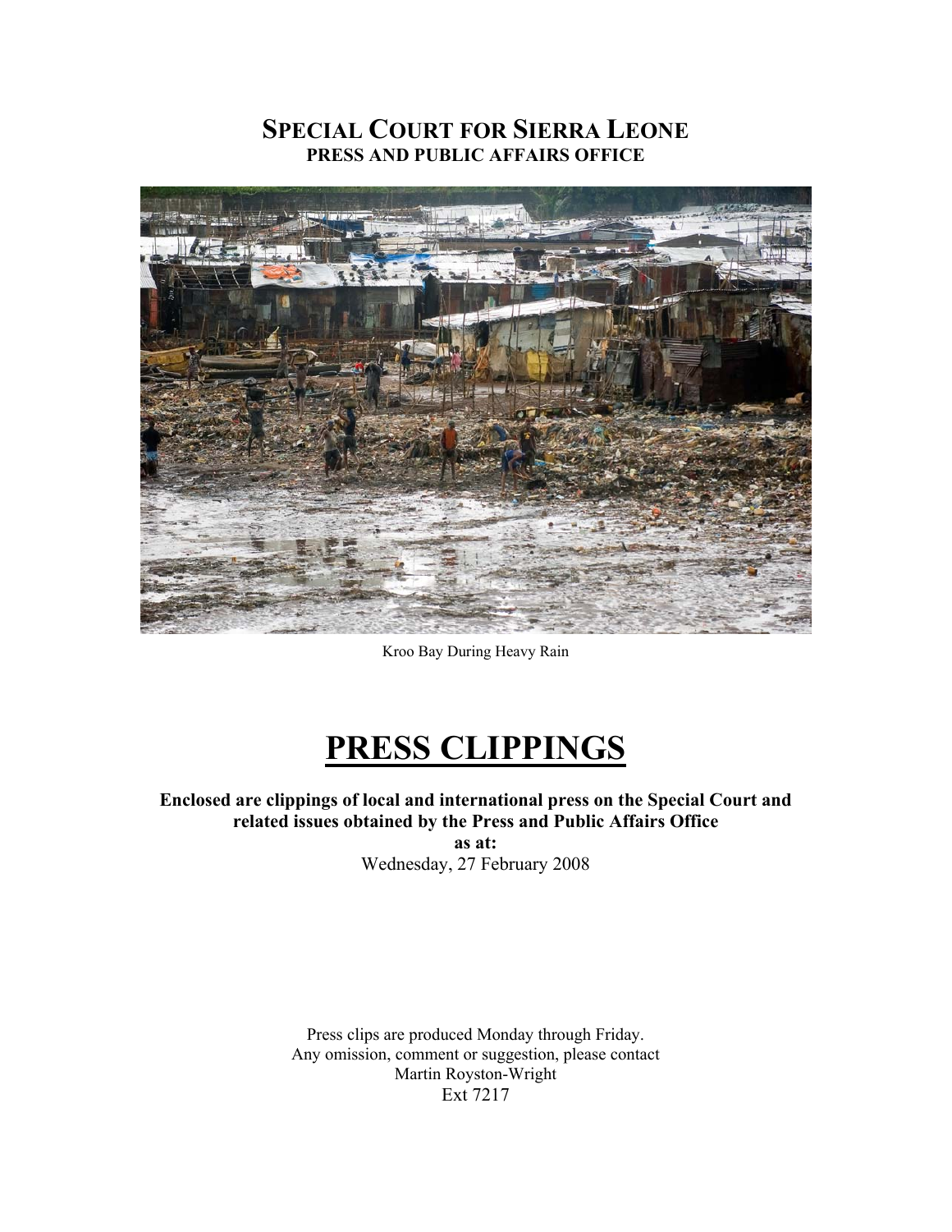# SPECIAL COURT FOR SIERRA LEONE

## PRESS AND PUBLIC AFFAIRS OFFICE

Kroo Bay During Heavy Rain

# PRESS CLIPPINGS

**Enclosed are clippings of local and international press on the Special Court and related issues obtained by the Press and Public Affairs Office as at:**

Wednesday, 27 February 2008

Press clips are produced Monday through Friday.
Any omission, comment or suggestion, please contact
Martin Royston-Wright
Ext 7217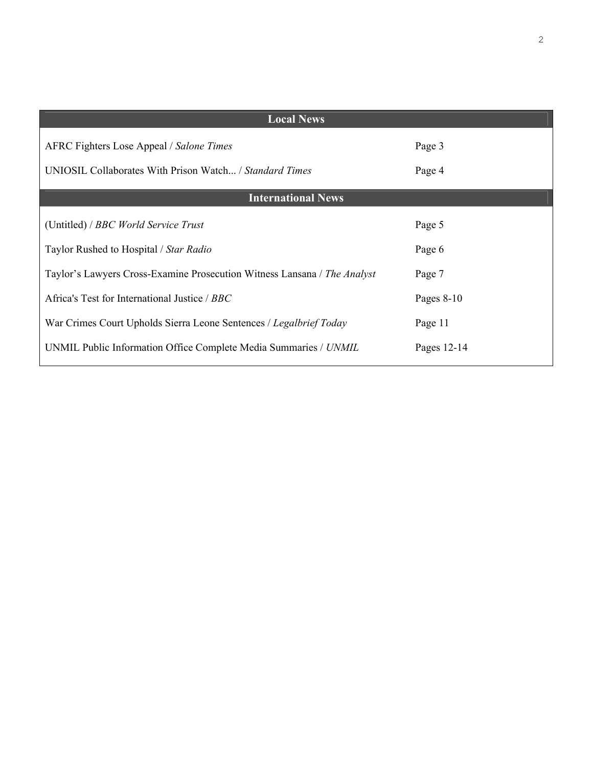## Local News

| | |
|---|---|
| AFRC Fighters Lose Appeal / *Salone Times* | Page 3 |
| UNIOSIL Collaborates With Prison Watch... / *Standard Times* | Page 4 |

## International News

| | |
|---|---|
| (Untitled) / *BBC World Service Trust* | Page 5 |
| Taylor Rushed to Hospital / *Star Radio* | Page 6 |
| Taylor's Lawyers Cross-Examine Prosecution Witness Lansana / *The Analyst* | Page 7 |
| Africa's Test for International Justice / *BBC* | Pages 8-10 |
| War Crimes Court Upholds Sierra Leone Sentences / *Legalbrief Today* | Page 11 |
| UNMIL Public Information Office Complete Media Summaries / *UNMIL* | Pages 12-14 |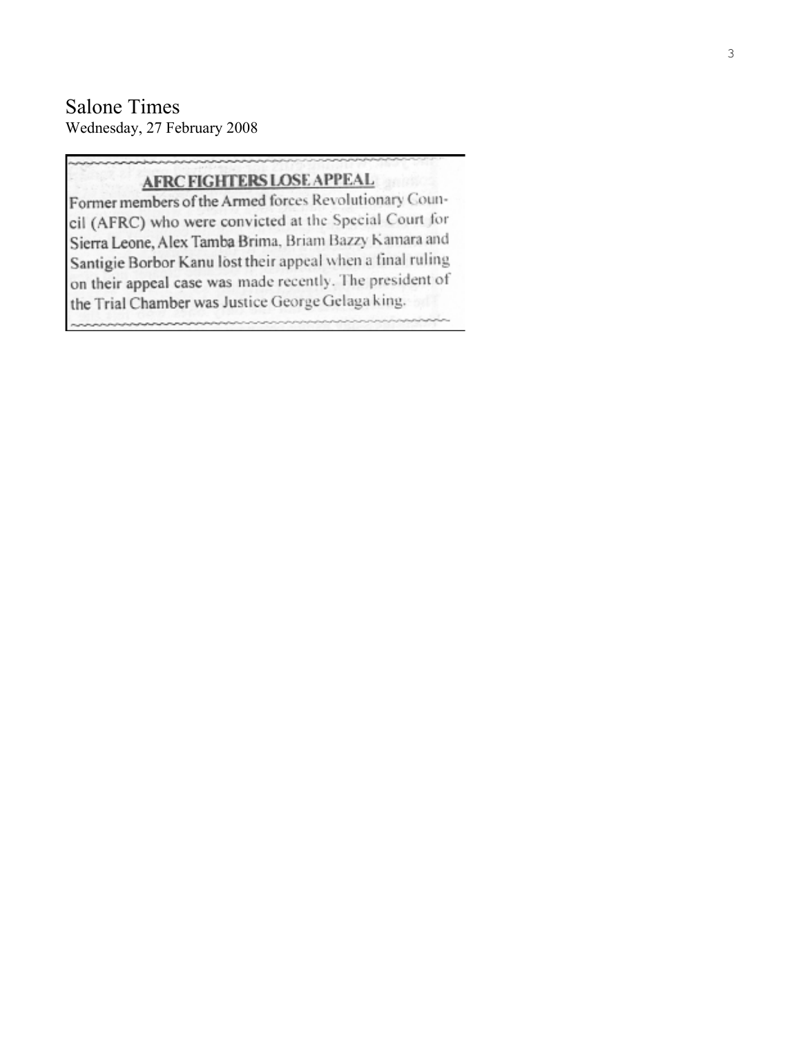# Salone Times

Wednesday, 27 February 2008

## AFRC FIGHTERS LOSE APPEAL

Former members of the Armed forces Revolutionary Council (AFRC) who were convicted at the Special Court for Sierra Leone, Alex Tamba Brima, Briam Bazzy Kamara and Santigie Borbor Kanu lost their appeal when a final ruling on their appeal case was made recently. The president of the Trial Chamber was Justice George Gelaga king.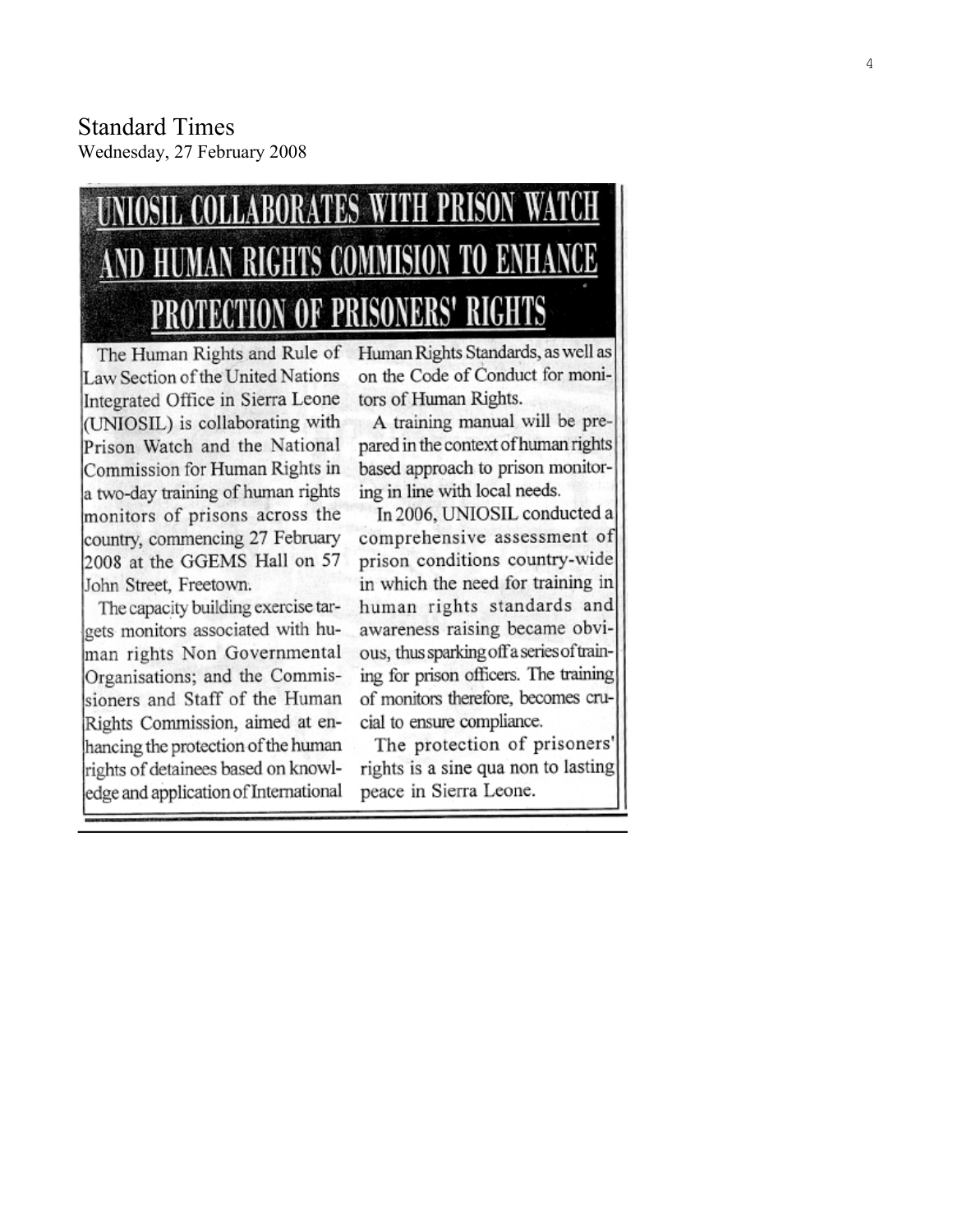Standard Times
Wednesday, 27 February 2008

# UNIOSIL COLLABORATES WITH PRISON WATCH AND HUMAN RIGHTS COMMISION TO ENHANCE PROTECTION OF PRISONERS' RIGHTS

The Human Rights and Rule of Law Section of the United Nations Integrated Office in Sierra Leone (UNIOSIL) is collaborating with Prison Watch and the National Commission for Human Rights in a two-day training of human rights monitors of prisons across the country, commencing 27 February 2008 at the GGEMS Hall on 57 John Street, Freetown.

The capacity building exercise targets monitors associated with human rights Non Governmental Organisations; and the Commissioners and Staff of the Human Rights Commission, aimed at enhancing the protection of the human rights of detainees based on knowledge and application of International Human Rights Standards, as well as on the Code of Conduct for monitors of Human Rights.

A training manual will be prepared in the context of human rights based approach to prison monitoring in line with local needs.

In 2006, UNIOSIL conducted a comprehensive assessment of prison conditions country-wide in which the need for training in human rights standards and awareness raising became obvious, thus sparking off a series of training for prison officers. The training of monitors therefore, becomes crucial to ensure compliance.

The protection of prisoners' rights is a sine qua non to lasting peace in Sierra Leone.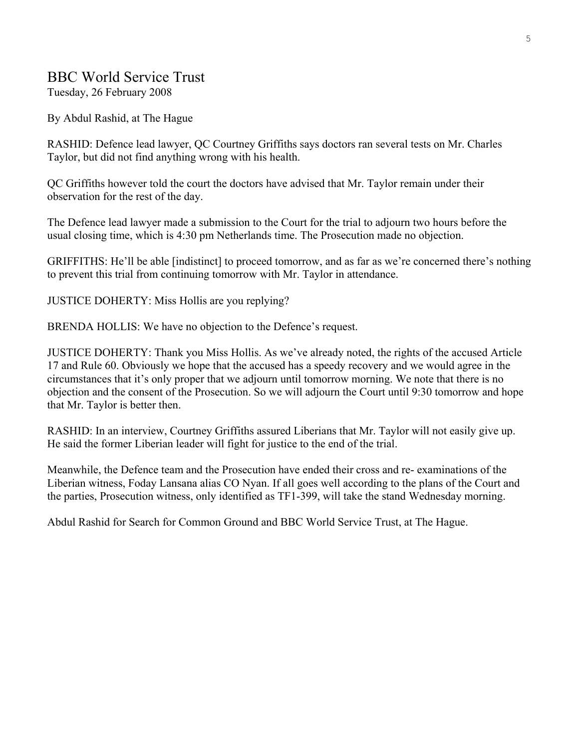# BBC World Service Trust

Tuesday, 26 February 2008

By Abdul Rashid, at The Hague

RASHID: Defence lead lawyer, QC Courtney Griffiths says doctors ran several tests on Mr. Charles Taylor, but did not find anything wrong with his health.

QC Griffiths however told the court the doctors have advised that Mr. Taylor remain under their observation for the rest of the day.

The Defence lead lawyer made a submission to the Court for the trial to adjourn two hours before the usual closing time, which is 4:30 pm Netherlands time. The Prosecution made no objection.

GRIFFITHS: He'll be able [indistinct] to proceed tomorrow, and as far as we're concerned there's nothing to prevent this trial from continuing tomorrow with Mr. Taylor in attendance.

JUSTICE DOHERTY: Miss Hollis are you replying?

BRENDA HOLLIS: We have no objection to the Defence's request.

JUSTICE DOHERTY: Thank you Miss Hollis. As we've already noted, the rights of the accused Article 17 and Rule 60. Obviously we hope that the accused has a speedy recovery and we would agree in the circumstances that it's only proper that we adjourn until tomorrow morning. We note that there is no objection and the consent of the Prosecution. So we will adjourn the Court until 9:30 tomorrow and hope that Mr. Taylor is better then.

RASHID: In an interview, Courtney Griffiths assured Liberians that Mr. Taylor will not easily give up. He said the former Liberian leader will fight for justice to the end of the trial.

Meanwhile, the Defence team and the Prosecution have ended their cross and re- examinations of the Liberian witness, Foday Lansana alias CO Nyan. If all goes well according to the plans of the Court and the parties, Prosecution witness, only identified as TF1-399, will take the stand Wednesday morning.

Abdul Rashid for Search for Common Ground and BBC World Service Trust, at The Hague.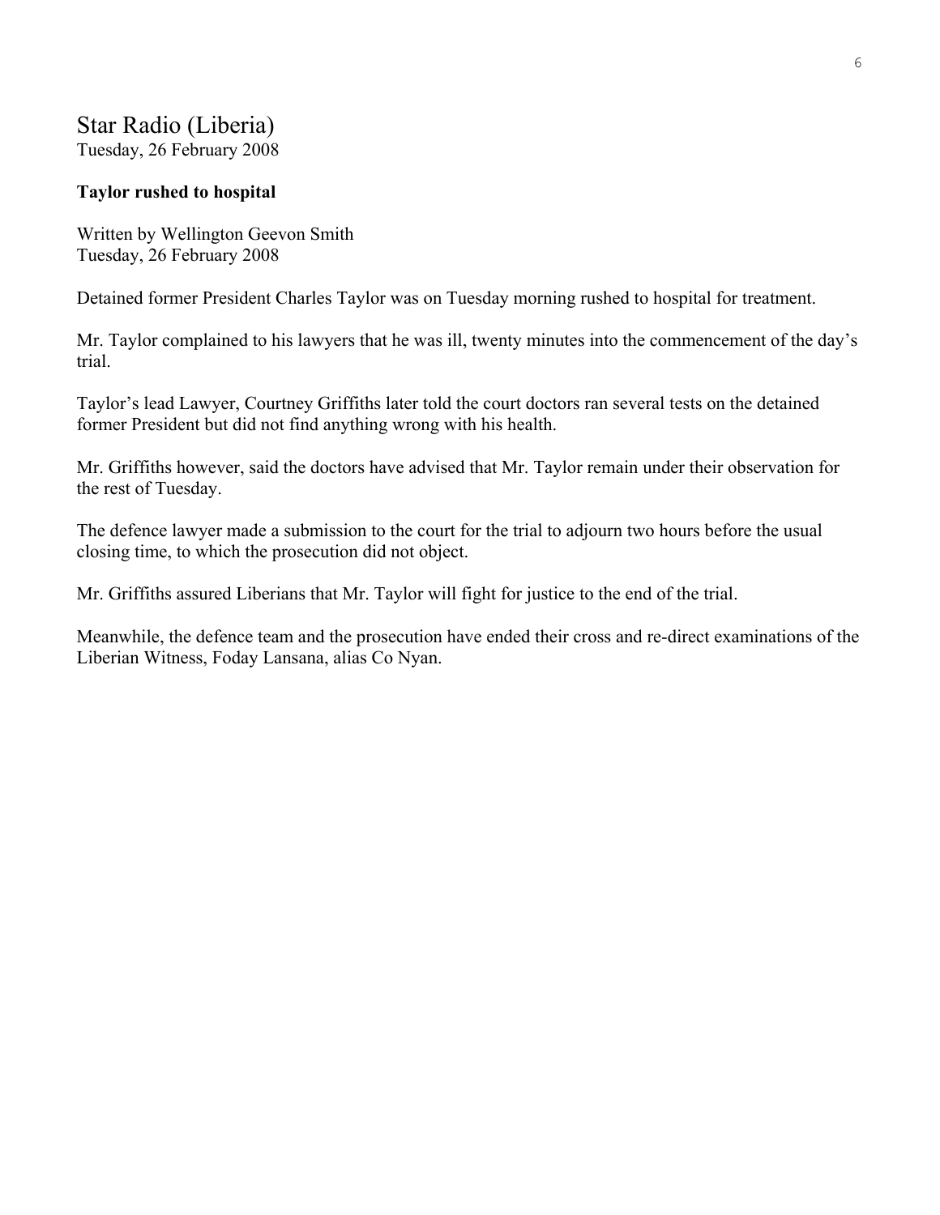## Star Radio (Liberia)

Tuesday, 26 February 2008

**Taylor rushed to hospital**

Written by Wellington Geevon Smith
Tuesday, 26 February 2008

Detained former President Charles Taylor was on Tuesday morning rushed to hospital for treatment.

Mr. Taylor complained to his lawyers that he was ill, twenty minutes into the commencement of the day's trial.

Taylor's lead Lawyer, Courtney Griffiths later told the court doctors ran several tests on the detained former President but did not find anything wrong with his health.

Mr. Griffiths however, said the doctors have advised that Mr. Taylor remain under their observation for the rest of Tuesday.

The defence lawyer made a submission to the court for the trial to adjourn two hours before the usual closing time, to which the prosecution did not object.

Mr. Griffiths assured Liberians that Mr. Taylor will fight for justice to the end of the trial.

Meanwhile, the defence team and the prosecution have ended their cross and re-direct examinations of the Liberian Witness, Foday Lansana, alias Co Nyan.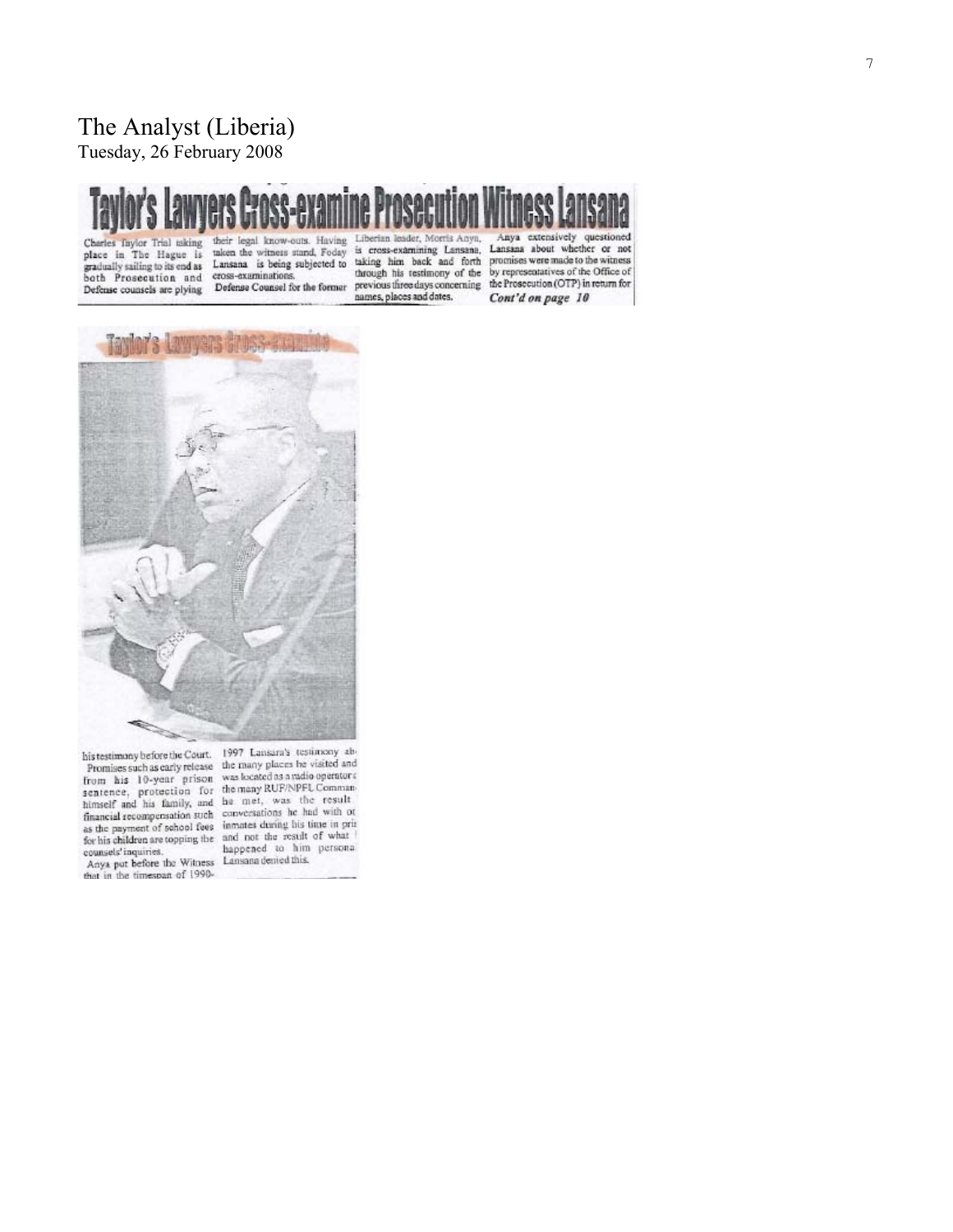# The Analyst (Liberia)

Tuesday, 26 February 2008

## Taylor's Lawyers Cross-examine Prosecution Witness Lansana

Charles Taylor Trial taking place in The Hague is gradually sailing to its end as both Prosecution and Defense counsels are plying their legal know-outs. Having taken the witness stand, Foday Lansana is being subjected to cross-examinations.

Defense Counsel for the former Liberian leader, Morris Anya, is cross-examining Lansana, taking him back and forth through his testimony of the previous three days concerning names, places and dates.

Anya extensively questioned Lansana about whether or not promises were made to the witness by representatives of the Office of the Prosecution (OTP) in return for

*Cont'd on page 10*

### Taylor's Lawyers Cross-examine

his testimony before the Court.

Promises such as early release from his 10-year prison sentence, protection for himself and his family, and financial recompensation such as the payment of school fees for his children are topping the counsels' inquiries.

Anya put before the Witness that in the timespan of 1990-1997 Lansana's testimony ab- the many places he visited and was located as a radio operator the many RUF/NPFL Comman he met, was the result conversations he had with ot inmates during his time in pris and not the result of what happened to him persona Lansana denied this.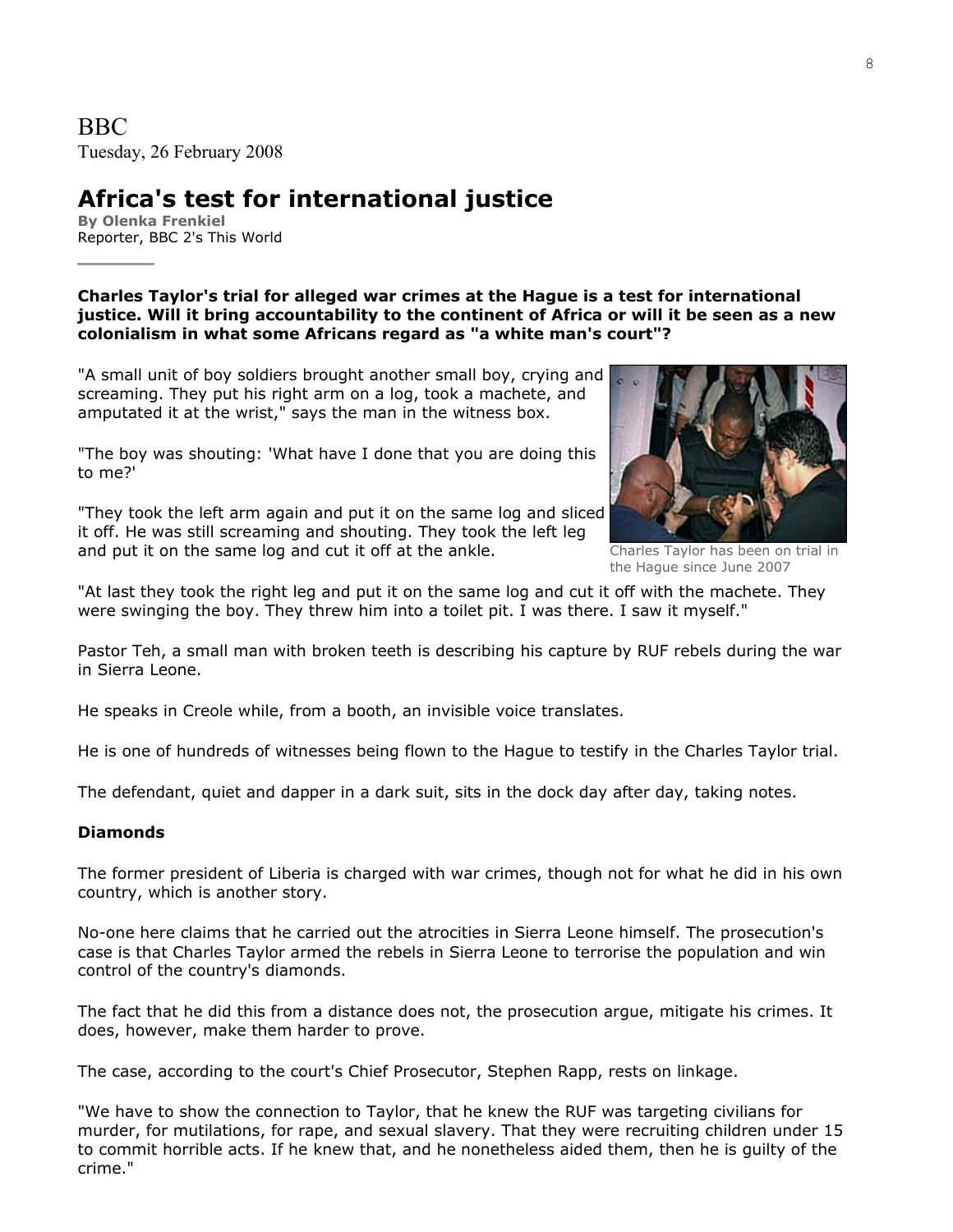BBC
Tuesday, 26 February 2008

# Africa's test for international justice

**By Olenka Frenkiel**
Reporter, BBC 2's This World

**Charles Taylor's trial for alleged war crimes at the Hague is a test for international justice. Will it bring accountability to the continent of Africa or will it be seen as a new colonialism in what some Africans regard as "a white man's court"?**

"A small unit of boy soldiers brought another small boy, crying and screaming. They put his right arm on a log, took a machete, and amputated it at the wrist," says the man in the witness box.

"The boy was shouting: 'What have I done that you are doing this to me?'

"They took the left arm again and put it on the same log and sliced it off. He was still screaming and shouting. They took the left leg and put it on the same log and cut it off at the ankle.

Charles Taylor has been on trial in the Hague since June 2007

"At last they took the right leg and put it on the same log and cut it off with the machete. They were swinging the boy. They threw him into a toilet pit. I was there. I saw it myself."

Pastor Teh, a small man with broken teeth is describing his capture by RUF rebels during the war in Sierra Leone.

He speaks in Creole while, from a booth, an invisible voice translates.

He is one of hundreds of witnesses being flown to the Hague to testify in the Charles Taylor trial.

The defendant, quiet and dapper in a dark suit, sits in the dock day after day, taking notes.

### Diamonds

The former president of Liberia is charged with war crimes, though not for what he did in his own country, which is another story.

No-one here claims that he carried out the atrocities in Sierra Leone himself. The prosecution's case is that Charles Taylor armed the rebels in Sierra Leone to terrorise the population and win control of the country's diamonds.

The fact that he did this from a distance does not, the prosecution argue, mitigate his crimes. It does, however, make them harder to prove.

The case, according to the court's Chief Prosecutor, Stephen Rapp, rests on linkage.

"We have to show the connection to Taylor, that he knew the RUF was targeting civilians for murder, for mutilations, for rape, and sexual slavery. That they were recruiting children under 15 to commit horrible acts. If he knew that, and he nonetheless aided them, then he is guilty of the crime."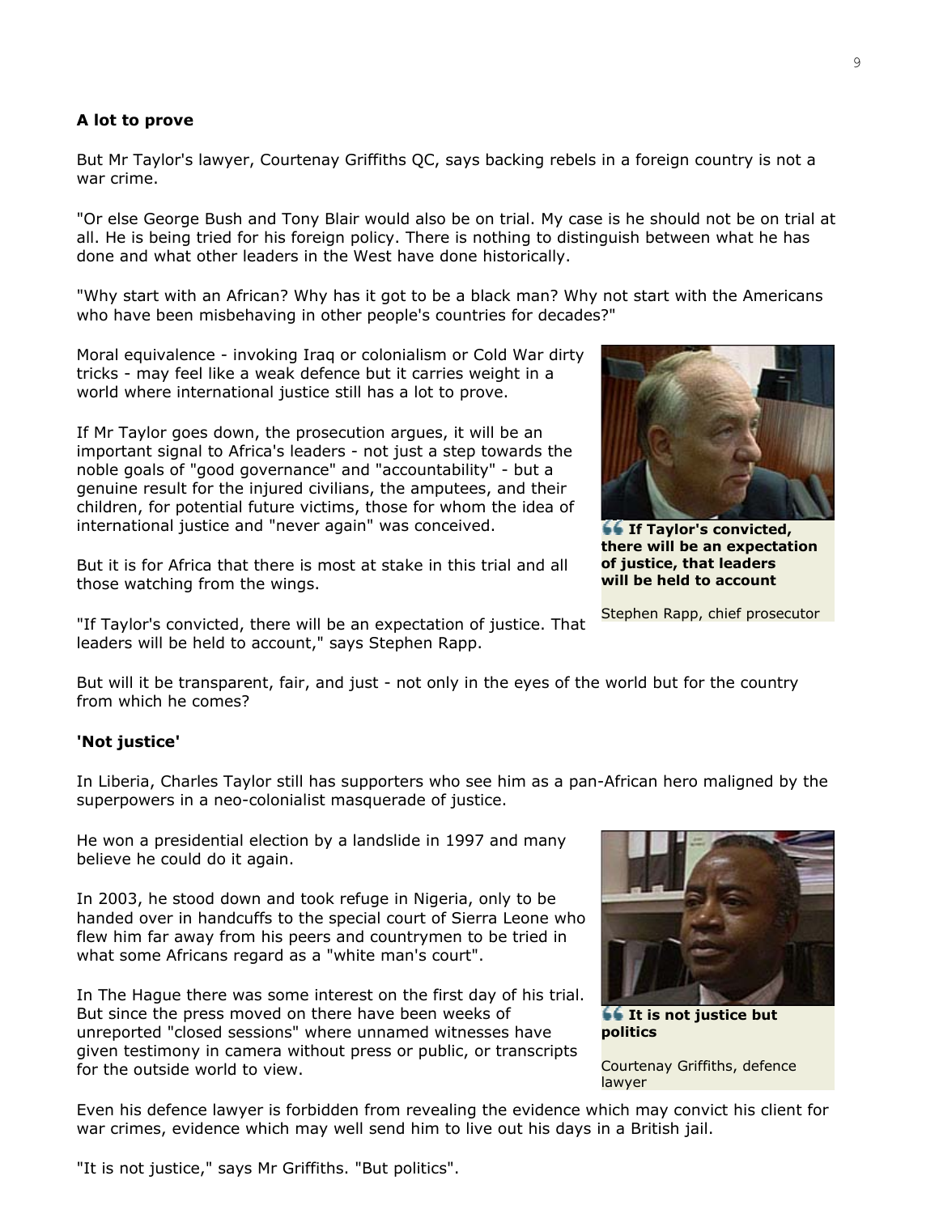### A lot to prove

But Mr Taylor's lawyer, Courtenay Griffiths QC, says backing rebels in a foreign country is not a war crime.

"Or else George Bush and Tony Blair would also be on trial. My case is he should not be on trial at all. He is being tried for his foreign policy. There is nothing to distinguish between what he has done and what other leaders in the West have done historically.

"Why start with an African? Why has it got to be a black man? Why not start with the Americans who have been misbehaving in other people's countries for decades?"

Moral equivalence - invoking Iraq or colonialism or Cold War dirty tricks - may feel like a weak defence but it carries weight in a world where international justice still has a lot to prove.

If Mr Taylor goes down, the prosecution argues, it will be an important signal to Africa's leaders - not just a step towards the noble goals of "good governance" and "accountability" - but a genuine result for the injured civilians, the amputees, and their children, for potential future victims, those for whom the idea of international justice and "never again" was conceived.

**If Taylor's convicted, there will be an expectation of justice, that leaders will be held to account**

Stephen Rapp, chief prosecutor

But it is for Africa that there is most at stake in this trial and all those watching from the wings.

"If Taylor's convicted, there will be an expectation of justice. That leaders will be held to account," says Stephen Rapp.

But will it be transparent, fair, and just - not only in the eyes of the world but for the country from which he comes?

### 'Not justice'

In Liberia, Charles Taylor still has supporters who see him as a pan-African hero maligned by the superpowers in a neo-colonialist masquerade of justice.

He won a presidential election by a landslide in 1997 and many believe he could do it again.

In 2003, he stood down and took refuge in Nigeria, only to be handed over in handcuffs to the special court of Sierra Leone who flew him far away from his peers and countrymen to be tried in what some Africans regard as a "white man's court".

In The Hague there was some interest on the first day of his trial. But since the press moved on there have been weeks of unreported "closed sessions" where unnamed witnesses have given testimony in camera without press or public, or transcripts for the outside world to view.

**It is not justice but politics**

Courtenay Griffiths, defence lawyer

Even his defence lawyer is forbidden from revealing the evidence which may convict his client for war crimes, evidence which may well send him to live out his days in a British jail.

"It is not justice," says Mr Griffiths. "But politics".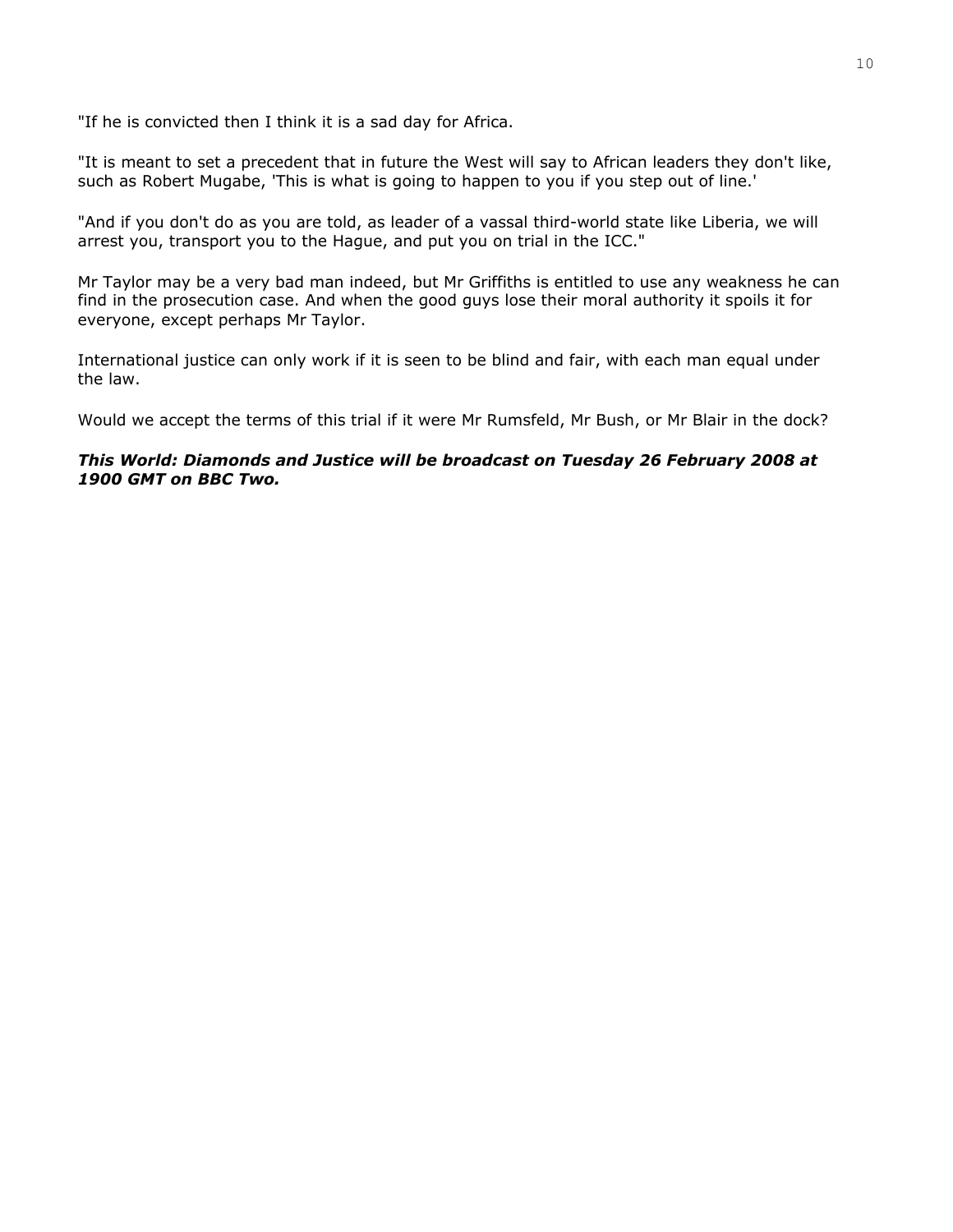"If he is convicted then I think it is a sad day for Africa.

"It is meant to set a precedent that in future the West will say to African leaders they don't like, such as Robert Mugabe, 'This is what is going to happen to you if you step out of line.'

"And if you don't do as you are told, as leader of a vassal third-world state like Liberia, we will arrest you, transport you to the Hague, and put you on trial in the ICC."

Mr Taylor may be a very bad man indeed, but Mr Griffiths is entitled to use any weakness he can find in the prosecution case. And when the good guys lose their moral authority it spoils it for everyone, except perhaps Mr Taylor.

International justice can only work if it is seen to be blind and fair, with each man equal under the law.

Would we accept the terms of this trial if it were Mr Rumsfeld, Mr Bush, or Mr Blair in the dock?

***This World: Diamonds and Justice will be broadcast on Tuesday 26 February 2008 at 1900 GMT on BBC Two.***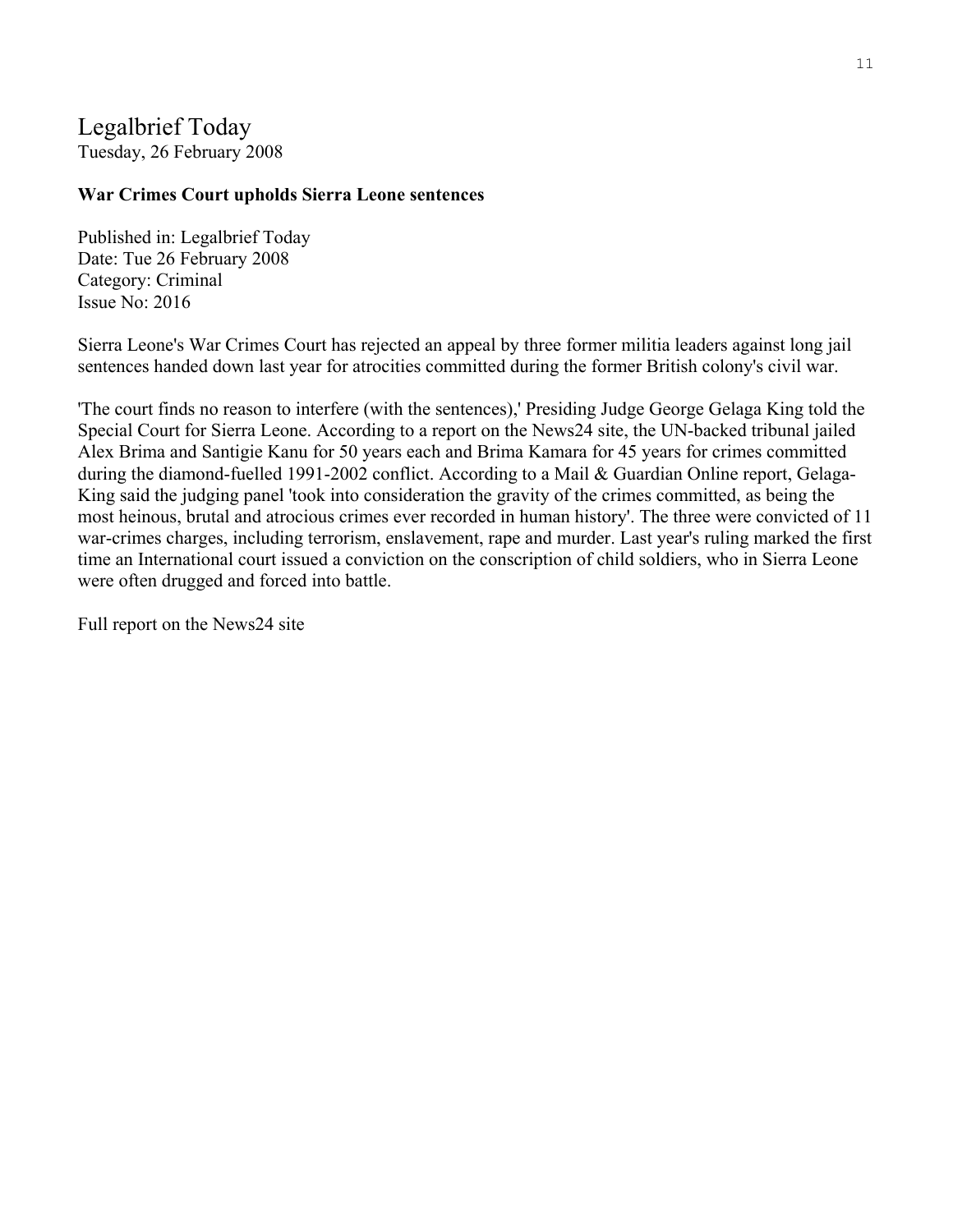# Legalbrief Today

Tuesday, 26 February 2008

**War Crimes Court upholds Sierra Leone sentences**

Published in: Legalbrief Today
Date: Tue 26 February 2008
Category: Criminal
Issue No: 2016

Sierra Leone's War Crimes Court has rejected an appeal by three former militia leaders against long jail sentences handed down last year for atrocities committed during the former British colony's civil war.

'The court finds no reason to interfere (with the sentences),' Presiding Judge George Gelaga King told the Special Court for Sierra Leone. According to a report on the News24 site, the UN-backed tribunal jailed Alex Brima and Santigie Kanu for 50 years each and Brima Kamara for 45 years for crimes committed during the diamond-fuelled 1991-2002 conflict. According to a Mail & Guardian Online report, Gelaga-King said the judging panel 'took into consideration the gravity of the crimes committed, as being the most heinous, brutal and atrocious crimes ever recorded in human history'. The three were convicted of 11 war-crimes charges, including terrorism, enslavement, rape and murder. Last year's ruling marked the first time an International court issued a conviction on the conscription of child soldiers, who in Sierra Leone were often drugged and forced into battle.

Full report on the News24 site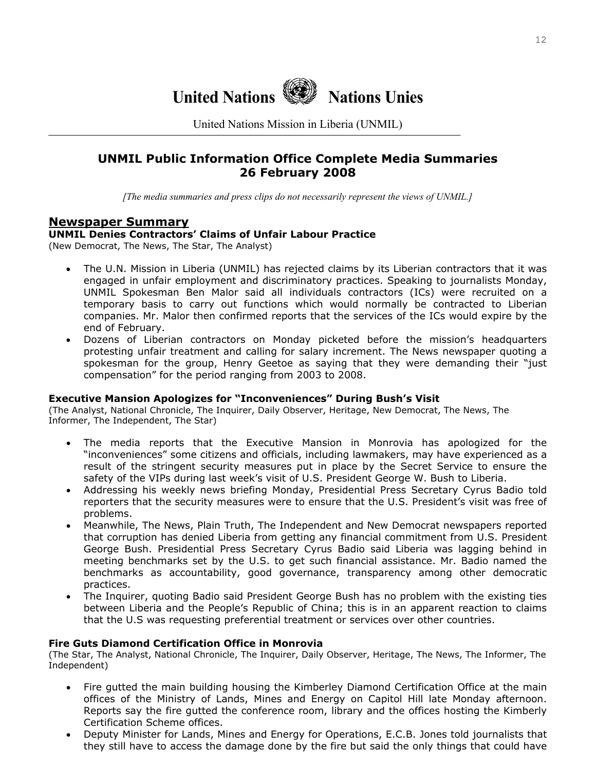# United Nations Nations Unies

United Nations Mission in Liberia (UNMIL)

## UNMIL Public Information Office Complete Media Summaries
## 26 February 2008

*[The media summaries and press clips do not necessarily represent the views of UNMIL.]*

## Newspaper Summary

### UNMIL Denies Contractors' Claims of Unfair Labour Practice

(New Democrat, The News, The Star, The Analyst)

- The U.N. Mission in Liberia (UNMIL) has rejected claims by its Liberian contractors that it was engaged in unfair employment and discriminatory practices. Speaking to journalists Monday, UNMIL Spokesman Ben Malor said all individuals contractors (ICs) were recruited on a temporary basis to carry out functions which would normally be contracted to Liberian companies. Mr. Malor then confirmed reports that the services of the ICs would expire by the end of February.
- Dozens of Liberian contractors on Monday picketed before the mission's headquarters protesting unfair treatment and calling for salary increment. The News newspaper quoting a spokesman for the group, Henry Geetoe as saying that they were demanding their "just compensation" for the period ranging from 2003 to 2008.

### Executive Mansion Apologizes for "Inconveniences" During Bush's Visit

(The Analyst, National Chronicle, The Inquirer, Daily Observer, Heritage, New Democrat, The News, The Informer, The Independent, The Star)

- The media reports that the Executive Mansion in Monrovia has apologized for the "inconveniences" some citizens and officials, including lawmakers, may have experienced as a result of the stringent security measures put in place by the Secret Service to ensure the safety of the VIPs during last week's visit of U.S. President George W. Bush to Liberia.
- Addressing his weekly news briefing Monday, Presidential Press Secretary Cyrus Badio told reporters that the security measures were to ensure that the U.S. President's visit was free of problems.
- Meanwhile, The News, Plain Truth, The Independent and New Democrat newspapers reported that corruption has denied Liberia from getting any financial commitment from U.S. President George Bush. Presidential Press Secretary Cyrus Badio said Liberia was lagging behind in meeting benchmarks set by the U.S. to get such financial assistance. Mr. Badio named the benchmarks as accountability, good governance, transparency among other democratic practices.
- The Inquirer, quoting Badio said President George Bush has no problem with the existing ties between Liberia and the People's Republic of China; this is in an apparent reaction to claims that the U.S was requesting preferential treatment or services over other countries.

### Fire Guts Diamond Certification Office in Monrovia

(The Star, The Analyst, National Chronicle, The Inquirer, Daily Observer, Heritage, The News, The Informer, The Independent)

- Fire gutted the main building housing the Kimberley Diamond Certification Office at the main offices of the Ministry of Lands, Mines and Energy on Capitol Hill late Monday afternoon. Reports say the fire gutted the conference room, library and the offices hosting the Kimberly Certification Scheme offices.
- Deputy Minister for Lands, Mines and Energy for Operations, E.C.B. Jones told journalists that they still have to access the damage done by the fire but said the only things that could have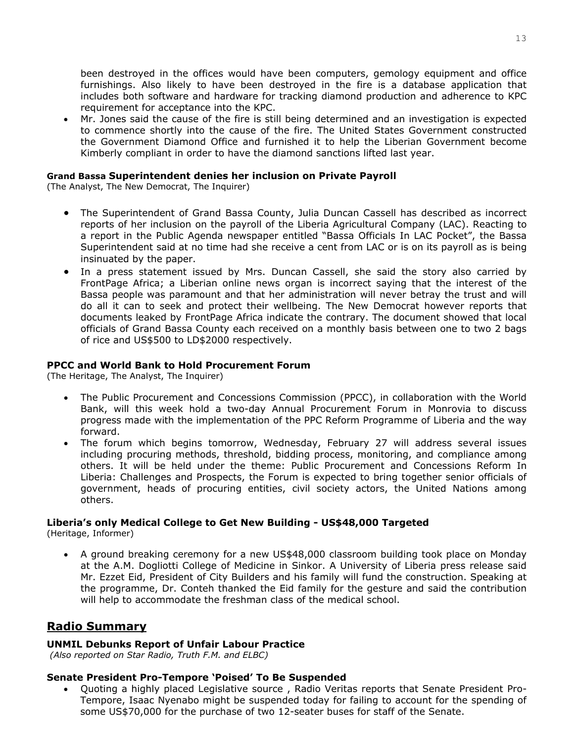been destroyed in the offices would have been computers, gemology equipment and office furnishings. Also likely to have been destroyed in the fire is a database application that includes both software and hardware for tracking diamond production and adherence to KPC requirement for acceptance into the KPC.

- Mr. Jones said the cause of the fire is still being determined and an investigation is expected to commence shortly into the cause of the fire. The United States Government constructed the Government Diamond Office and furnished it to help the Liberian Government become Kimberly compliant in order to have the diamond sanctions lifted last year.

### Grand Bassa Superintendent denies her inclusion on Private Payroll

(The Analyst, The New Democrat, The Inquirer)

- The Superintendent of Grand Bassa County, Julia Duncan Cassell has described as incorrect reports of her inclusion on the payroll of the Liberia Agricultural Company (LAC). Reacting to a report in the Public Agenda newspaper entitled "Bassa Officials In LAC Pocket", the Bassa Superintendent said at no time had she receive a cent from LAC or is on its payroll as is being insinuated by the paper.
- In a press statement issued by Mrs. Duncan Cassell, she said the story also carried by FrontPage Africa; a Liberian online news organ is incorrect saying that the interest of the Bassa people was paramount and that her administration will never betray the trust and will do all it can to seek and protect their wellbeing. The New Democrat however reports that documents leaked by FrontPage Africa indicate the contrary. The document showed that local officials of Grand Bassa County each received on a monthly basis between one to two 2 bags of rice and US$500 to LD$2000 respectively.

### PPCC and World Bank to Hold Procurement Forum

(The Heritage, The Analyst, The Inquirer)

- The Public Procurement and Concessions Commission (PPCC), in collaboration with the World Bank, will this week hold a two-day Annual Procurement Forum in Monrovia to discuss progress made with the implementation of the PPC Reform Programme of Liberia and the way forward.
- The forum which begins tomorrow, Wednesday, February 27 will address several issues including procuring methods, threshold, bidding process, monitoring, and compliance among others. It will be held under the theme: Public Procurement and Concessions Reform In Liberia: Challenges and Prospects, the Forum is expected to bring together senior officials of government, heads of procuring entities, civil society actors, the United Nations among others.

### Liberia's only Medical College to Get New Building - US$48,000 Targeted

(Heritage, Informer)

- A ground breaking ceremony for a new US$48,000 classroom building took place on Monday at the A.M. Dogliotti College of Medicine in Sinkor. A University of Liberia press release said Mr. Ezzet Eid, President of City Builders and his family will fund the construction. Speaking at the programme, Dr. Conteh thanked the Eid family for the gesture and said the contribution will help to accommodate the freshman class of the medical school.

## <u>Radio Summary</u>

### UNMIL Debunks Report of Unfair Labour Practice

*(Also reported on Star Radio, Truth F.M. and ELBC)*

### Senate President Pro-Tempore 'Poised' To Be Suspended

- Quoting a highly placed Legislative source , Radio Veritas reports that Senate President Pro-Tempore, Isaac Nyenabo might be suspended today for failing to account for the spending of some US$70,000 for the purchase of two 12-seater buses for staff of the Senate.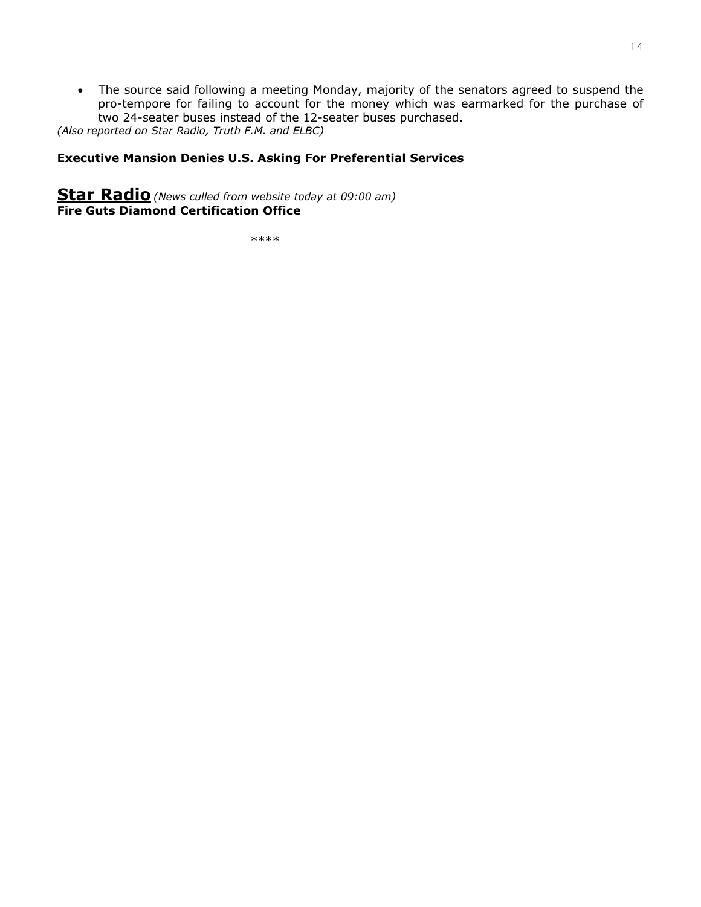- The source said following a meeting Monday, majority of the senators agreed to suspend the pro-tempore for failing to account for the money which was earmarked for the purchase of two 24-seater buses instead of the 12-seater buses purchased.

*(Also reported on Star Radio, Truth F.M. and ELBC)*

**Executive Mansion Denies U.S. Asking For Preferential Services**

## Star Radio *(News culled from website today at 09:00 am)*

**Fire Guts Diamond Certification Office**

****